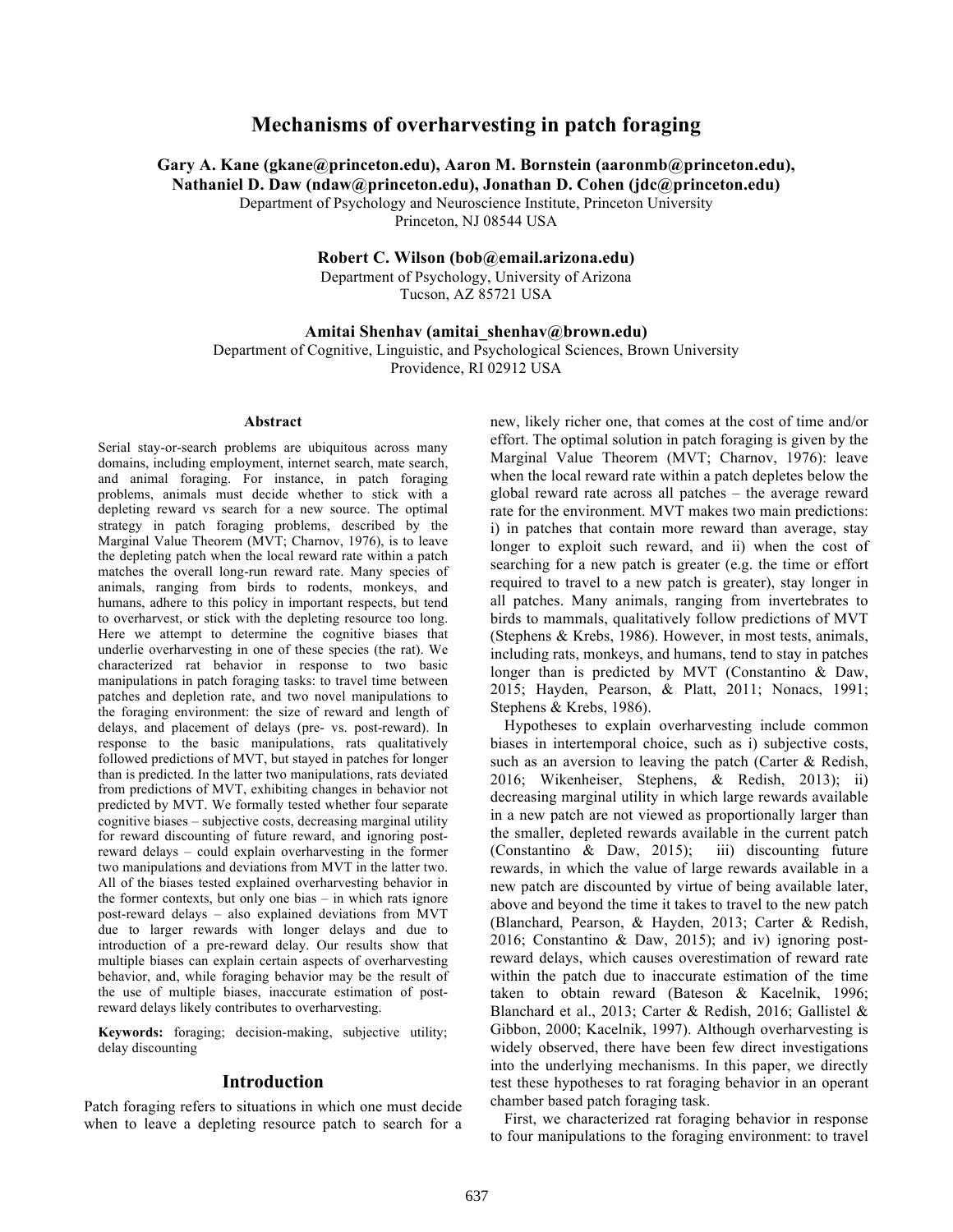# Mechanisms of overharvesting in patch foraging

**Gary A. Kane (gkane@princeton.edu), Aaron M. Bornstein (aaronmb@princeton.edu), Nathaniel D. Daw (ndaw@princeton.edu), Jonathan D. Cohen (jdc@princeton.edu)**
Department of Psychology and Neuroscience Institute, Princeton University
Princeton, NJ 08544 USA

**Robert C. Wilson (bob@email.arizona.edu)**
Department of Psychology, University of Arizona
Tucson, AZ 85721 USA

**Amitai Shenhav (amitai_shenhav@brown.edu)**
Department of Cognitive, Linguistic, and Psychological Sciences, Brown University
Providence, RI 02912 USA

## Abstract

Serial stay-or-search problems are ubiquitous across many domains, including employment, internet search, mate search, and animal foraging. For instance, in patch foraging problems, animals must decide whether to stick with a depleting reward vs search for a new source. The optimal strategy in patch foraging problems, described by the Marginal Value Theorem (MVT; Charnov, 1976), is to leave the depleting patch when the local reward rate within a patch matches the overall long-run reward rate. Many species of animals, ranging from birds to rodents, monkeys, and humans, adhere to this policy in important respects, but tend to overharvest, or stick with the depleting resource too long. Here we attempt to determine the cognitive biases that underlie overharvesting in one of these species (the rat). We characterized rat behavior in response to two basic manipulations in patch foraging tasks: to travel time between patches and depletion rate, and two novel manipulations to the foraging environment: the size of reward and length of delays, and placement of delays (pre- vs. post-reward). In response to the basic manipulations, rats qualitatively followed predictions of MVT, but stayed in patches for longer than is predicted. In the latter two manipulations, rats deviated from predictions of MVT, exhibiting changes in behavior not predicted by MVT. We formally tested whether four separate cognitive biases – subjective costs, decreasing marginal utility for reward discounting of future reward, and ignoring post-reward delays – could explain overharvesting in the former two manipulations and deviations from MVT in the latter two. All of the biases tested explained overharvesting behavior in the former contexts, but only one bias – in which rats ignore post-reward delays – also explained deviations from MVT due to larger rewards with longer delays and due to introduction of a pre-reward delay. Our results show that multiple biases can explain certain aspects of overharvesting behavior, and, while foraging behavior may be the result of the use of multiple biases, inaccurate estimation of post-reward delays likely contributes to overharvesting.

**Keywords:** foraging; decision-making, subjective utility; delay discounting

## Introduction

Patch foraging refers to situations in which one must decide when to leave a depleting resource patch to search for a new, likely richer one, that comes at the cost of time and/or effort. The optimal solution in patch foraging is given by the Marginal Value Theorem (MVT; Charnov, 1976): leave when the local reward rate within a patch depletes below the global reward rate across all patches – the average reward rate for the environment. MVT makes two main predictions: i) in patches that contain more reward than average, stay longer to exploit such reward, and ii) when the cost of searching for a new patch is greater (e.g. the time or effort required to travel to a new patch is greater), stay longer in all patches. Many animals, ranging from invertebrates to birds to mammals, qualitatively follow predictions of MVT (Stephens & Krebs, 1986). However, in most tests, animals, including rats, monkeys, and humans, tend to stay in patches longer than is predicted by MVT (Constantino & Daw, 2015; Hayden, Pearson, & Platt, 2011; Nonacs, 1991; Stephens & Krebs, 1986).

Hypotheses to explain overharvesting include common biases in intertemporal choice, such as i) subjective costs, such as an aversion to leaving the patch (Carter & Redish, 2016; Wikenheiser, Stephens, & Redish, 2013); ii) decreasing marginal utility in which large rewards available in a new patch are not viewed as proportionally larger than the smaller, depleted rewards available in the current patch (Constantino & Daw, 2015); iii) discounting future rewards, in which the value of large rewards available in a new patch are discounted by virtue of being available later, above and beyond the time it takes to travel to the new patch (Blanchard, Pearson, & Hayden, 2013; Carter & Redish, 2016; Constantino & Daw, 2015); and iv) ignoring post-reward delays, which causes overestimation of reward rate within the patch due to inaccurate estimation of the time taken to obtain reward (Bateson & Kacelnik, 1996; Blanchard et al., 2013; Carter & Redish, 2016; Gallistel & Gibbon, 2000; Kacelnik, 1997). Although overharvesting is widely observed, there have been few direct investigations into the underlying mechanisms. In this paper, we directly test these hypotheses to rat foraging behavior in an operant chamber based patch foraging task.

First, we characterized rat foraging behavior in response to four manipulations to the foraging environment: to travel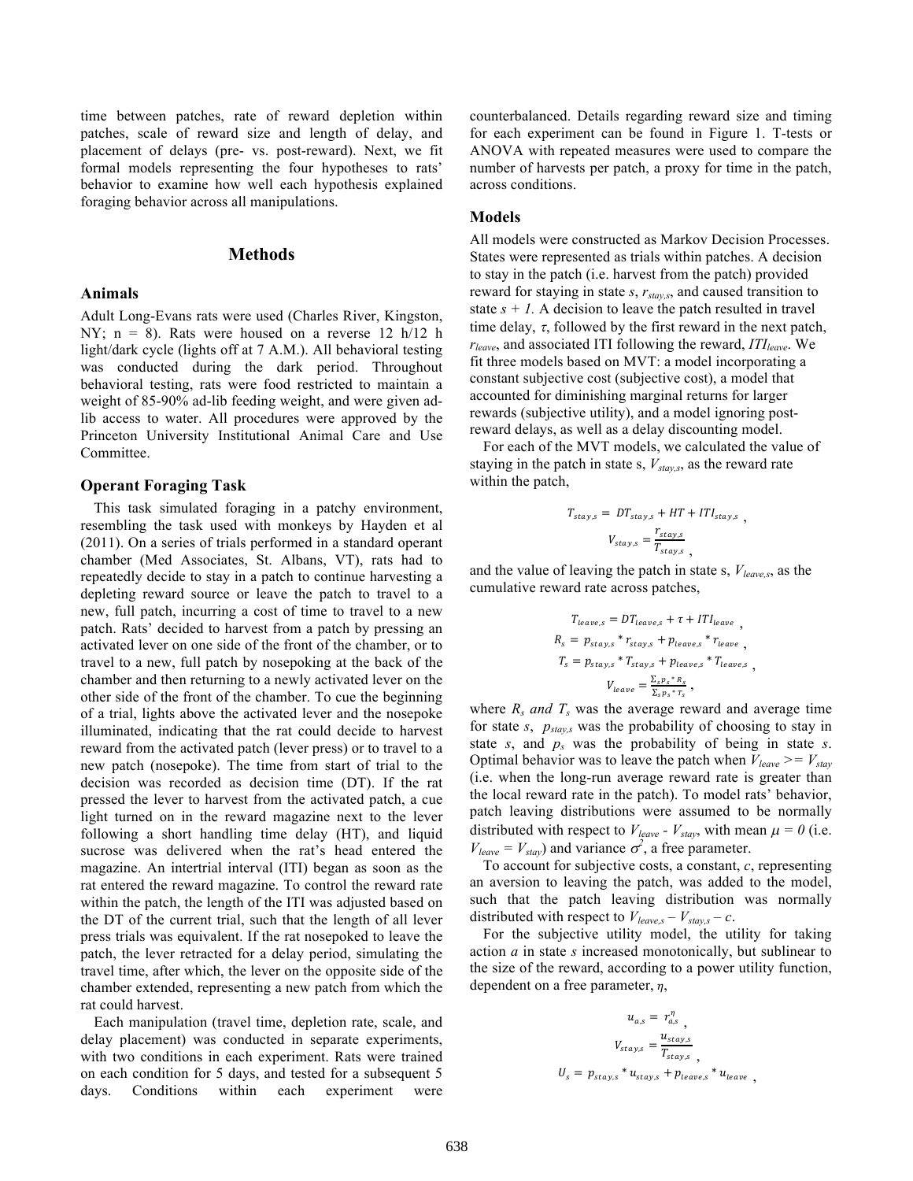time between patches, rate of reward depletion within patches, scale of reward size and length of delay, and placement of delays (pre- vs. post-reward). Next, we fit formal models representing the four hypotheses to rats' behavior to examine how well each hypothesis explained foraging behavior across all manipulations.

## Methods

### Animals

Adult Long-Evans rats were used (Charles River, Kingston, NY; n = 8). Rats were housed on a reverse 12 h/12 h light/dark cycle (lights off at 7 A.M.). All behavioral testing was conducted during the dark period. Throughout behavioral testing, rats were food restricted to maintain a weight of 85-90% ad-lib feeding weight, and were given ad-lib access to water. All procedures were approved by the Princeton University Institutional Animal Care and Use Committee.

### Operant Foraging Task

This task simulated foraging in a patchy environment, resembling the task used with monkeys by Hayden et al (2011). On a series of trials performed in a standard operant chamber (Med Associates, St. Albans, VT), rats had to repeatedly decide to stay in a patch to continue harvesting a depleting reward source or leave the patch to travel to a new, full patch, incurring a cost of time to travel to a new patch. Rats' decided to harvest from a patch by pressing an activated lever on one side of the front of the chamber, or to travel to a new, full patch by nosepoking at the back of the chamber and then returning to a newly activated lever on the other side of the front of the chamber. To cue the beginning of a trial, lights above the activated lever and the nosepoke illuminated, indicating that the rat could decide to harvest reward from the activated patch (lever press) or to travel to a new patch (nosepoke). The time from start of trial to the decision was recorded as decision time (DT). If the rat pressed the lever to harvest from the activated patch, a cue light turned on in the reward magazine next to the lever following a short handling time delay (HT), and liquid sucrose was delivered when the rat's head entered the magazine. An intertrial interval (ITI) began as soon as the rat entered the reward magazine. To control the reward rate within the patch, the length of the ITI was adjusted based on the DT of the current trial, such that the length of all lever press trials was equivalent. If the rat nosepoked to leave the patch, the lever retracted for a delay period, simulating the travel time, after which, the lever on the opposite side of the chamber extended, representing a new patch from which the rat could harvest.

Each manipulation (travel time, depletion rate, scale, and delay placement) was conducted in separate experiments, with two conditions in each experiment. Rats were trained on each condition for 5 days, and tested for a subsequent 5 days. Conditions within each experiment were counterbalanced. Details regarding reward size and timing for each experiment can be found in Figure 1. T-tests or ANOVA with repeated measures were used to compare the number of harvests per patch, a proxy for time in the patch, across conditions.

### Models

All models were constructed as Markov Decision Processes. States were represented as trials within patches. A decision to stay in the patch (i.e. harvest from the patch) provided reward for staying in state $s$, $r_{stay,s}$, and caused transition to state $s + 1$. A decision to leave the patch resulted in travel time delay, $\tau$, followed by the first reward in the next patch, $r_{leave}$, and associated ITI following the reward, $ITI_{leave}$. We fit three models based on MVT: a model incorporating a constant subjective cost (subjective cost), a model that accounted for diminishing marginal returns for larger rewards (subjective utility), and a model ignoring post-reward delays, as well as a delay discounting model.

For each of the MVT models, we calculated the value of staying in the patch in state s, $V_{stay,s}$, as the reward rate within the patch,

$$T_{stay,s} = DT_{stay,s} + HT + ITI_{stay,s} \ ,$$

$$V_{stay,s} = \frac{r_{stay,s}}{T_{stay,s}} \ ,$$

and the value of leaving the patch in state s, $V_{leave,s}$, as the cumulative reward rate across patches,

$$T_{leave,s} = DT_{leave,s} + \tau + ITI_{leave} \ ,$$

$$R_s = p_{stay,s} * r_{stay,s} + p_{leave,s} * r_{leave} \ ,$$

$$T_s = p_{stay,s} * T_{stay,s} + p_{leave,s} * T_{leave,s} \ ,$$

$$V_{leave} = \frac{\sum_s p_s * R_s}{\sum_s p_s * T_s} \ ,$$

where $R_s$ and $T_s$ was the average reward and average time for state $s$, $p_{stay,s}$ was the probability of choosing to stay in state $s$, and $p_s$ was the probability of being in state $s$. Optimal behavior was to leave the patch when $V_{leave} >= V_{stay}$ (i.e. when the long-run average reward rate is greater than the local reward rate in the patch). To model rats' behavior, patch leaving distributions were assumed to be normally distributed with respect to $V_{leave}$ - $V_{stay}$, with mean $\mu = 0$ (i.e. $V_{leave} = V_{stay}$) and variance $\sigma^2$, a free parameter.

To account for subjective costs, a constant, $c$, representing an aversion to leaving the patch, was added to the model, such that the patch leaving distribution was normally distributed with respect to $V_{leave,s} - V_{stay,s} - c$.

For the subjective utility model, the utility for taking action $a$ in state $s$ increased monotonically, but sublinear to the size of the reward, according to a power utility function, dependent on a free parameter, $\eta$,

$$u_{a,s} = r_{a,s}^{\eta} \ ,$$

$$V_{stay,s} = \frac{u_{stay,s}}{T_{stay,s}} \ ,$$

$$U_s = p_{stay,s} * u_{stay,s} + p_{leave,s} * u_{leave} \ ,$$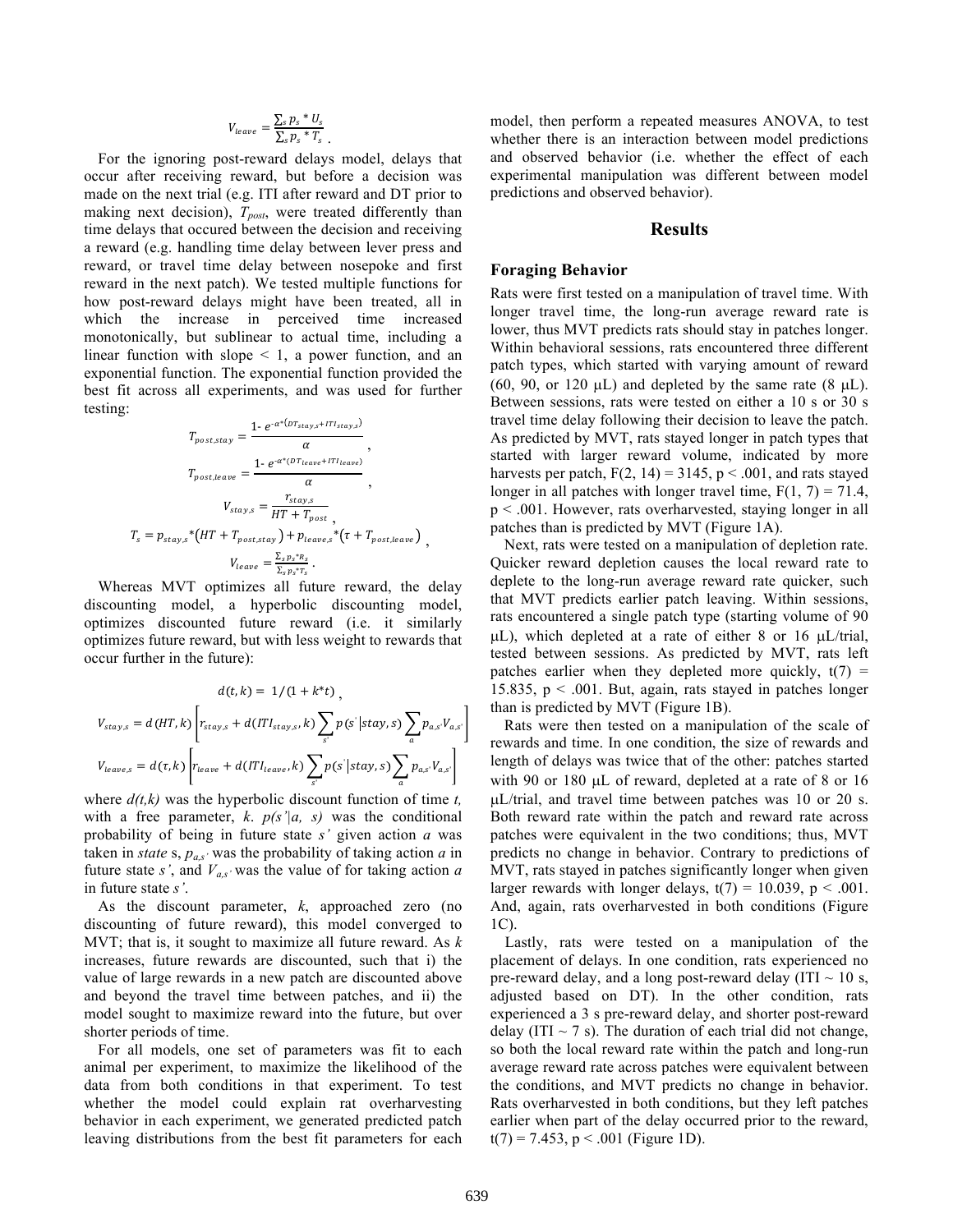$$V_{leave} = \frac{\sum_s p_s * U_s}{\sum_s p_s * T_s} \, .$$

For the ignoring post-reward delays model, delays that occur after receiving reward, but before a decision was made on the next trial (e.g. ITI after reward and DT prior to making next decision), $T_{post}$, were treated differently than time delays that occured between the decision and receiving a reward (e.g. handling time delay between lever press and reward, or travel time delay between nosepoke and first reward in the next patch). We tested multiple functions for how post-reward delays might have been treated, all in which the increase in perceived time increased monotonically, but sublinear to actual time, including a linear function with slope < 1, a power function, and an exponential function. The exponential function provided the best fit across all experiments, and was used for further testing:

$$T_{post,stay} = \frac{1\text{-}\ e^{-\alpha*(DT_{stay,s}+ITI_{stay,s})}}{\alpha} \, ,$$

$$T_{post,leave} = \frac{1\text{-}\ e^{-\alpha*(DT_{leave}+ITI_{leave})}}{\alpha} \, ,$$

$$V_{stay,s} = \frac{r_{stay,s}}{HT + T_{post}} \, ,$$

$$T_s = p_{stay,s}*\left(HT + T_{post,stay}\right) + p_{leave,s}*\left(\tau + T_{post,leave}\right) \, ,$$

$$V_{leave} = \frac{\sum_s p_s * R_s}{\sum_s p_s * T_s} \, .$$

Whereas MVT optimizes all future reward, the delay discounting model, a hyperbolic discounting model, optimizes discounted future reward (i.e. it similarly optimizes future reward, but with less weight to rewards that occur further in the future):

$$d(t,k) = 1/(1 + k*t) \, ,$$

$$V_{stay,s} = d(HT,k)\left[r_{stay,s} + d(ITI_{stay,s},k)\sum_{s'} p(s'|stay,s)\sum_{a} p_{a,s'}V_{a,s'}\right]$$

$$V_{leave,s} = d(\tau,k)\left[r_{leave} + d(ITI_{leave},k)\sum_{s'} p(s'|stay,s)\sum_{a} p_{a,s'}V_{a,s'}\right]$$

where $d(t,k)$ was the hyperbolic discount function of time $t$, with a free parameter, $k$. $p(s'|a, s)$ was the conditional probability of being in future state $s'$ given action $a$ was taken in *state* s, $p_{a,s'}$ was the probability of taking action $a$ in future state $s'$, and $V_{a,s'}$ was the value of for taking action $a$ in future state $s'$.

As the discount parameter, $k$, approached zero (no discounting of future reward), this model converged to MVT; that is, it sought to maximize all future reward. As $k$ increases, future rewards are discounted, such that i) the value of large rewards in a new patch are discounted above and beyond the travel time between patches, and ii) the model sought to maximize reward into the future, but over shorter periods of time.

For all models, one set of parameters was fit to each animal per experiment, to maximize the likelihood of the data from both conditions in that experiment. To test whether the model could explain rat overharvesting behavior in each experiment, we generated predicted patch leaving distributions from the best fit parameters for each model, then perform a repeated measures ANOVA, to test whether there is an interaction between model predictions and observed behavior (i.e. whether the effect of each experimental manipulation was different between model predictions and observed behavior).

## Results

### Foraging Behavior

Rats were first tested on a manipulation of travel time. With longer travel time, the long-run average reward rate is lower, thus MVT predicts rats should stay in patches longer. Within behavioral sessions, rats encountered three different patch types, which started with varying amount of reward (60, 90, or 120 μL) and depleted by the same rate (8 μL). Between sessions, rats were tested on either a 10 s or 30 s travel time delay following their decision to leave the patch. As predicted by MVT, rats stayed longer in patch types that started with larger reward volume, indicated by more harvests per patch, $F(2, 14) = 3145$, $p < .001$, and rats stayed longer in all patches with longer travel time, $F(1, 7) = 71.4$, $p < .001$. However, rats overharvested, staying longer in all patches than is predicted by MVT (Figure 1A).

Next, rats were tested on a manipulation of depletion rate. Quicker reward depletion causes the local reward rate to deplete to the long-run average reward rate quicker, such that MVT predicts earlier patch leaving. Within sessions, rats encountered a single patch type (starting volume of 90 μL), which depleted at a rate of either 8 or 16 μL/trial, tested between sessions. As predicted by MVT, rats left patches earlier when they depleted more quickly, $t(7) = 15.835$, $p < .001$. But, again, rats stayed in patches longer than is predicted by MVT (Figure 1B).

Rats were then tested on a manipulation of the scale of rewards and time. In one condition, the size of rewards and length of delays was twice that of the other: patches started with 90 or 180 μL of reward, depleted at a rate of 8 or 16 μL/trial, and travel time between patches was 10 or 20 s. Both reward rate within the patch and reward rate across patches were equivalent in the two conditions; thus, MVT predicts no change in behavior. Contrary to predictions of MVT, rats stayed in patches significantly longer when given larger rewards with longer delays, $t(7) = 10.039$, $p < .001$. And, again, rats overharvested in both conditions (Figure 1C).

Lastly, rats were tested on a manipulation of the placement of delays. In one condition, rats experienced no pre-reward delay, and a long post-reward delay (ITI ~ 10 s, adjusted based on DT). In the other condition, rats experienced a 3 s pre-reward delay, and shorter post-reward delay (ITI ~ 7 s). The duration of each trial did not change, so both the local reward rate within the patch and long-run average reward rate across patches were equivalent between the conditions, and MVT predicts no change in behavior. Rats overharvested in both conditions, but they left patches earlier when part of the delay occurred prior to the reward, $t(7) = 7.453$, $p < .001$ (Figure 1D).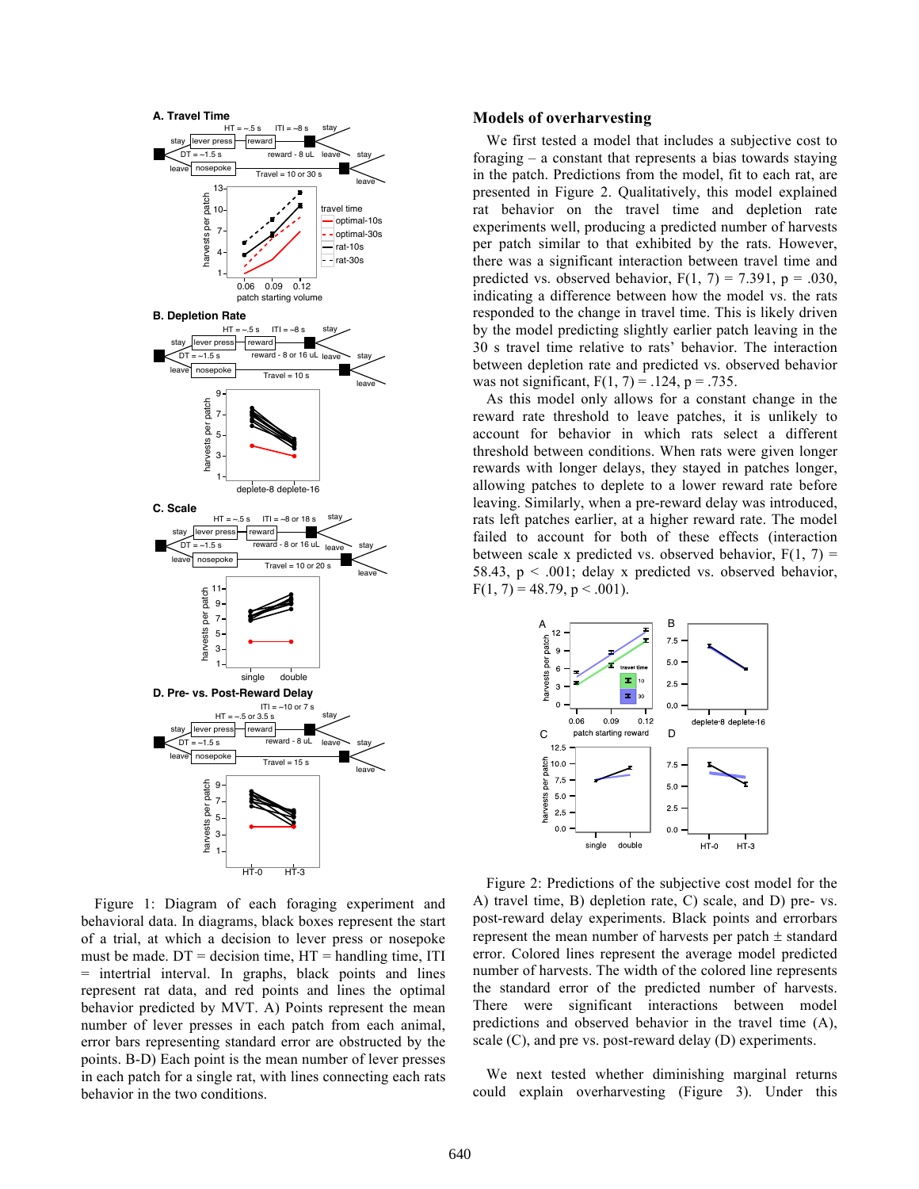Figure 1: Diagram of each foraging experiment and behavioral data. In diagrams, black boxes represent the start of a trial, at which a decision to lever press or nosepoke must be made. DT = decision time, HT = handling time, ITI = intertrial interval. In graphs, black points and lines represent rat data, and red points and lines the optimal behavior predicted by MVT. A) Points represent the mean number of lever presses in each patch from each animal, error bars representing standard error are obstructed by the points. B-D) Each point is the mean number of lever presses in each patch for a single rat, with lines connecting each rats behavior in the two conditions.

## Models of overharvesting

We first tested a model that includes a subjective cost to foraging – a constant that represents a bias towards staying in the patch. Predictions from the model, fit to each rat, are presented in Figure 2. Qualitatively, this model explained rat behavior on the travel time and depletion rate experiments well, producing a predicted number of harvests per patch similar to that exhibited by the rats. However, there was a significant interaction between travel time and predicted vs. observed behavior, $F(1, 7) = 7.391$, $p = .030$, indicating a difference between how the model vs. the rats responded to the change in travel time. This is likely driven by the model predicting slightly earlier patch leaving in the 30 s travel time relative to rats' behavior. The interaction between depletion rate and predicted vs. observed behavior was not significant, $F(1, 7) = .124$, $p = .735$.

As this model only allows for a constant change in the reward rate threshold to leave patches, it is unlikely to account for behavior in which rats select a different threshold between conditions. When rats were given longer rewards with longer delays, they stayed in patches longer, allowing patches to deplete to a lower reward rate before leaving. Similarly, when a pre-reward delay was introduced, rats left patches earlier, at a higher reward rate. The model failed to account for both of these effects (interaction between scale x predicted vs. observed behavior, $F(1, 7) = 58.43$, $p < .001$; delay x predicted vs. observed behavior, $F(1, 7) = 48.79$, $p < .001$).

Figure 2: Predictions of the subjective cost model for the A) travel time, B) depletion rate, C) scale, and D) pre- vs. post-reward delay experiments. Black points and errorbars represent the mean number of harvests per patch ± standard error. Colored lines represent the average model predicted number of harvests. The width of the colored line represents the standard error of the predicted number of harvests. There were significant interactions between model predictions and observed behavior in the travel time (A), scale (C), and pre vs. post-reward delay (D) experiments.

We next tested whether diminishing marginal returns could explain overharvesting (Figure 3). Under this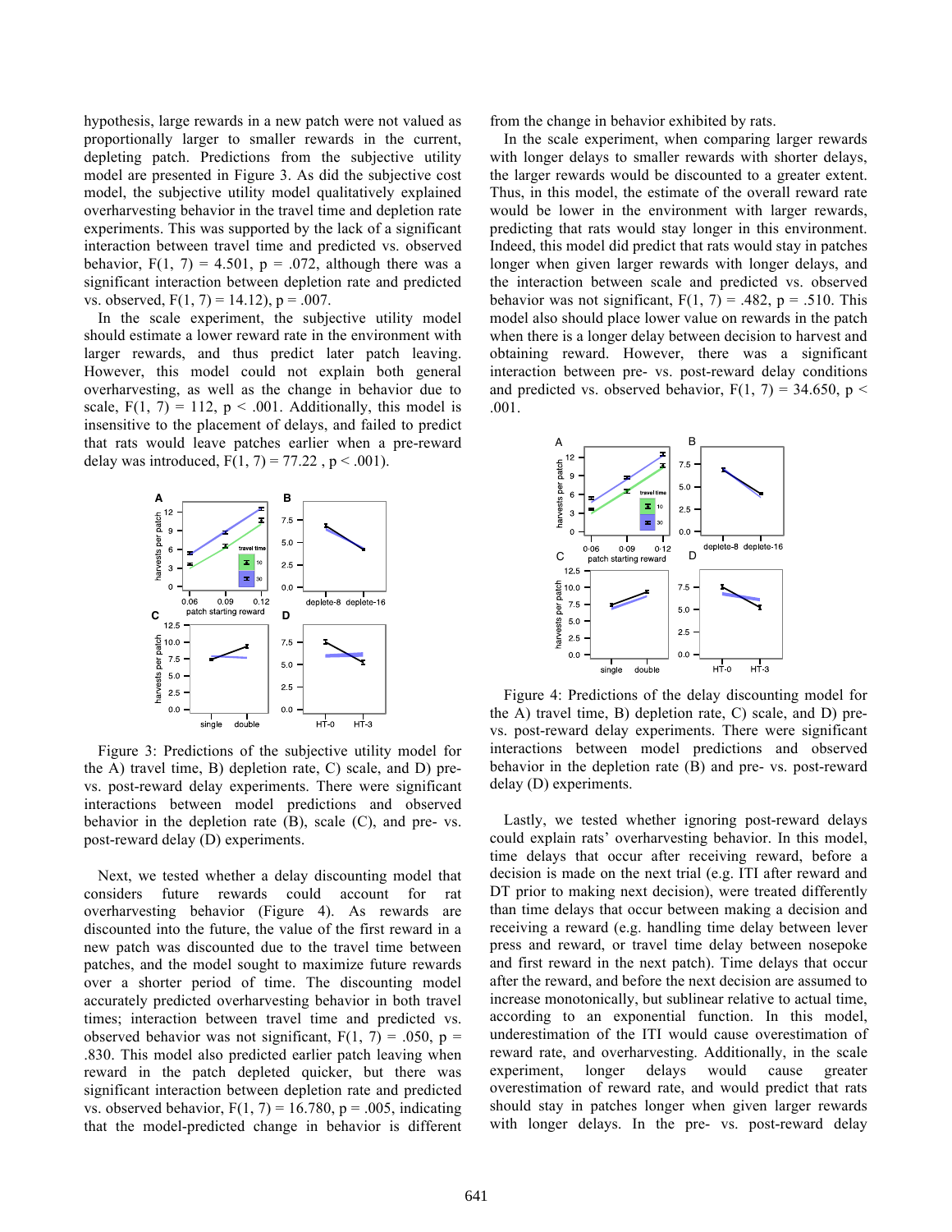hypothesis, large rewards in a new patch were not valued as proportionally larger to smaller rewards in the current, depleting patch. Predictions from the subjective utility model are presented in Figure 3. As did the subjective cost model, the subjective utility model qualitatively explained overharvesting behavior in the travel time and depletion rate experiments. This was supported by the lack of a significant interaction between travel time and predicted vs. observed behavior, $F(1, 7) = 4.501$, $p = .072$, although there was a significant interaction between depletion rate and predicted vs. observed, $F(1, 7) = 14.12)$, $p = .007$.

In the scale experiment, the subjective utility model should estimate a lower reward rate in the environment with larger rewards, and thus predict later patch leaving. However, this model could not explain both general overharvesting, as well as the change in behavior due to scale, $F(1, 7) = 112$, $p < .001$. Additionally, this model is insensitive to the placement of delays, and failed to predict that rats would leave patches earlier when a pre-reward delay was introduced, $F(1, 7) = 77.22$ , $p < .001$).

Figure 3: Predictions of the subjective utility model for the A) travel time, B) depletion rate, C) scale, and D) pre- vs. post-reward delay experiments. There were significant interactions between model predictions and observed behavior in the depletion rate (B), scale (C), and pre- vs. post-reward delay (D) experiments.

Next, we tested whether a delay discounting model that considers future rewards could account for rat overharvesting behavior (Figure 4). As rewards are discounted into the future, the value of the first reward in a new patch was discounted due to the travel time between patches, and the model sought to maximize future rewards over a shorter period of time. The discounting model accurately predicted overharvesting behavior in both travel times; interaction between travel time and predicted vs. observed behavior was not significant, $F(1, 7) = .050$, $p = .830$. This model also predicted earlier patch leaving when reward in the patch depleted quicker, but there was significant interaction between depletion rate and predicted vs. observed behavior, $F(1, 7) = 16.780$, $p = .005$, indicating that the model-predicted change in behavior is different from the change in behavior exhibited by rats.

In the scale experiment, when comparing larger rewards with longer delays to smaller rewards with shorter delays, the larger rewards would be discounted to a greater extent. Thus, in this model, the estimate of the overall reward rate would be lower in the environment with larger rewards, predicting that rats would stay longer in this environment. Indeed, this model did predict that rats would stay in patches longer when given larger rewards with longer delays, and the interaction between scale and predicted vs. observed behavior was not significant, $F(1, 7) = .482$, $p = .510$. This model also should place lower value on rewards in the patch when there is a longer delay between decision to harvest and obtaining reward. However, there was a significant interaction between pre- vs. post-reward delay conditions and predicted vs. observed behavior, $F(1, 7) = 34.650$, $p < .001$.

Figure 4: Predictions of the delay discounting model for the A) travel time, B) depletion rate, C) scale, and D) pre- vs. post-reward delay experiments. There were significant interactions between model predictions and observed behavior in the depletion rate (B) and pre- vs. post-reward delay (D) experiments.

Lastly, we tested whether ignoring post-reward delays could explain rats' overharvesting behavior. In this model, time delays that occur after receiving reward, before a decision is made on the next trial (e.g. ITI after reward and DT prior to making next decision), were treated differently than time delays that occur between making a decision and receiving a reward (e.g. handling time delay between lever press and reward, or travel time delay between nosepoke and first reward in the next patch). Time delays that occur after the reward, and before the next decision are assumed to increase monotonically, but sublinear relative to actual time, according to an exponential function. In this model, underestimation of the ITI would cause overestimation of reward rate, and overharvesting. Additionally, in the scale experiment, longer delays would cause greater overestimation of reward rate, and would predict that rats should stay in patches longer when given larger rewards with longer delays. In the pre- vs. post-reward delay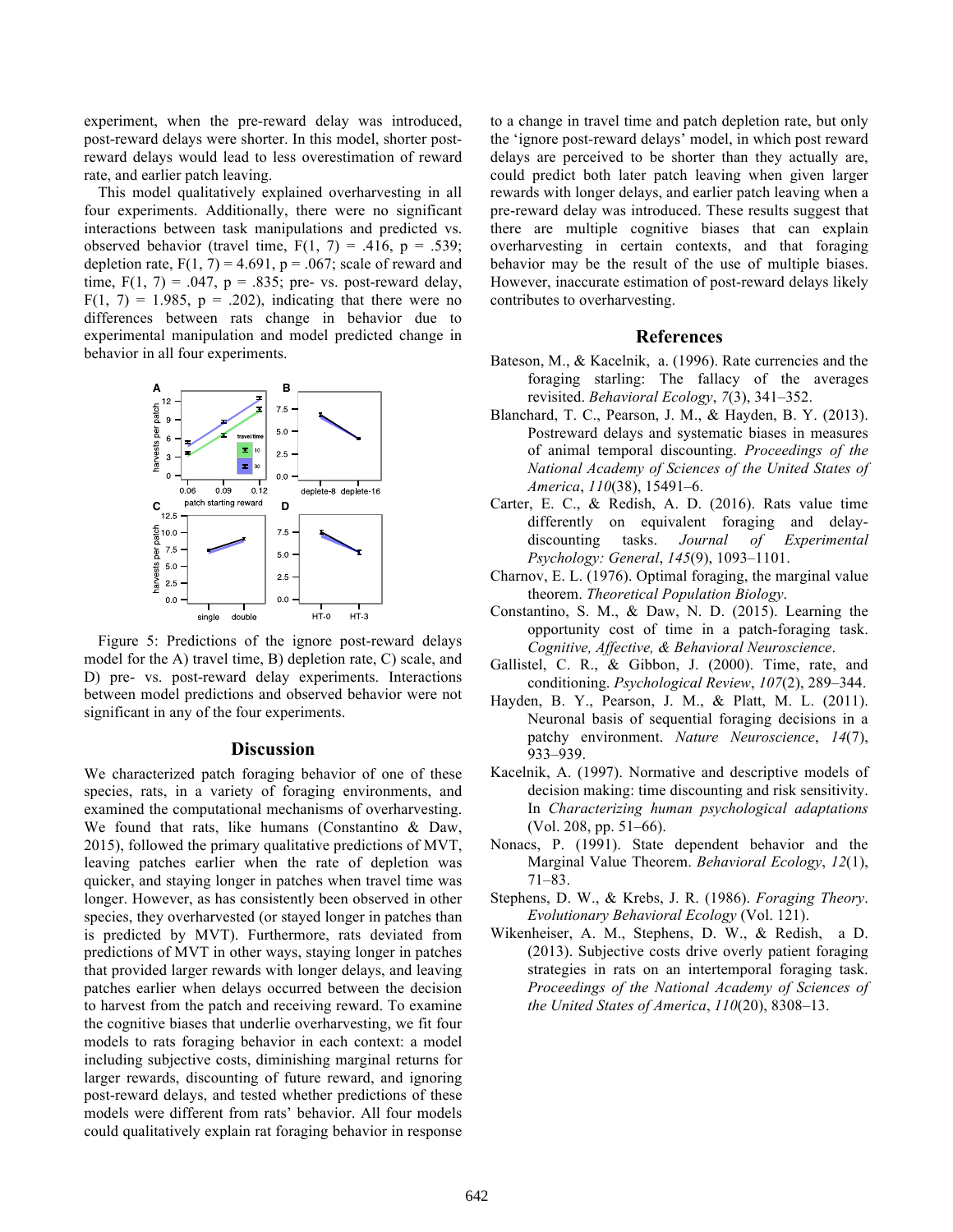experiment, when the pre-reward delay was introduced, post-reward delays were shorter. In this model, shorter post-reward delays would lead to less overestimation of reward rate, and earlier patch leaving.

This model qualitatively explained overharvesting in all four experiments. Additionally, there were no significant interactions between task manipulations and predicted vs. observed behavior (travel time, $F(1, 7) = .416$, $p = .539$; depletion rate, $F(1, 7) = 4.691$, $p = .067$; scale of reward and time, $F(1, 7) = .047$, $p = .835$; pre- vs. post-reward delay, $F(1, 7) = 1.985$, $p = .202$), indicating that there were no differences between rats change in behavior due to experimental manipulation and model predicted change in behavior in all four experiments.

A
harvests per patch
12
9
6
3
0
0.06 0.09 0.12
patch starting reward
travel time
10
30

B
7.5
5.0
2.5
0.0
deplete-8 deplete-16

C
harvests per patch
12.5
10.0
7.5
5.0
2.5
0.0
single double

D
7.5
5.0
2.5
0.0
HT-0 HT-3

Figure 5: Predictions of the ignore post-reward delays model for the A) travel time, B) depletion rate, C) scale, and D) pre- vs. post-reward delay experiments. Interactions between model predictions and observed behavior were not significant in any of the four experiments.

## Discussion

We characterized patch foraging behavior of one of these species, rats, in a variety of foraging environments, and examined the computational mechanisms of overharvesting. We found that rats, like humans (Constantino & Daw, 2015), followed the primary qualitative predictions of MVT, leaving patches earlier when the rate of depletion was quicker, and staying longer in patches when travel time was longer. However, as has consistently been observed in other species, they overharvested (or stayed longer in patches than is predicted by MVT). Furthermore, rats deviated from predictions of MVT in other ways, staying longer in patches that provided larger rewards with longer delays, and leaving patches earlier when delays occurred between the decision to harvest from the patch and receiving reward. To examine the cognitive biases that underlie overharvesting, we fit four models to rats foraging behavior in each context: a model including subjective costs, diminishing marginal returns for larger rewards, discounting of future reward, and ignoring post-reward delays, and tested whether predictions of these models were different from rats' behavior. All four models could qualitatively explain rat foraging behavior in response to a change in travel time and patch depletion rate, but only the 'ignore post-reward delays' model, in which post reward delays are perceived to be shorter than they actually are, could predict both later patch leaving when given larger rewards with longer delays, and earlier patch leaving when a pre-reward delay was introduced. These results suggest that there are multiple cognitive biases that can explain overharvesting in certain contexts, and that foraging behavior may be the result of the use of multiple biases. However, inaccurate estimation of post-reward delays likely contributes to overharvesting.

## References

Bateson, M., & Kacelnik, a. (1996). Rate currencies and the foraging starling: The fallacy of the averages revisited. *Behavioral Ecology*, *7*(3), 341–352.

Blanchard, T. C., Pearson, J. M., & Hayden, B. Y. (2013). Postreward delays and systematic biases in measures of animal temporal discounting. *Proceedings of the National Academy of Sciences of the United States of America*, *110*(38), 15491–6.

Carter, E. C., & Redish, A. D. (2016). Rats value time differently on equivalent foraging and delay-discounting tasks. *Journal of Experimental Psychology: General*, *145*(9), 1093–1101.

Charnov, E. L. (1976). Optimal foraging, the marginal value theorem. *Theoretical Population Biology*.

Constantino, S. M., & Daw, N. D. (2015). Learning the opportunity cost of time in a patch-foraging task. *Cognitive, Affective, & Behavioral Neuroscience*.

Gallistel, C. R., & Gibbon, J. (2000). Time, rate, and conditioning. *Psychological Review*, *107*(2), 289–344.

Hayden, B. Y., Pearson, J. M., & Platt, M. L. (2011). Neuronal basis of sequential foraging decisions in a patchy environment. *Nature Neuroscience*, *14*(7), 933–939.

Kacelnik, A. (1997). Normative and descriptive models of decision making: time discounting and risk sensitivity. In *Characterizing human psychological adaptations* (Vol. 208, pp. 51–66).

Nonacs, P. (1991). State dependent behavior and the Marginal Value Theorem. *Behavioral Ecology*, *12*(1), 71–83.

Stephens, D. W., & Krebs, J. R. (1986). *Foraging Theory*. *Evolutionary Behavioral Ecology* (Vol. 121).

Wikenheiser, A. M., Stephens, D. W., & Redish, a D. (2013). Subjective costs drive overly patient foraging strategies in rats on an intertemporal foraging task. *Proceedings of the National Academy of Sciences of the United States of America*, *110*(20), 8308–13.